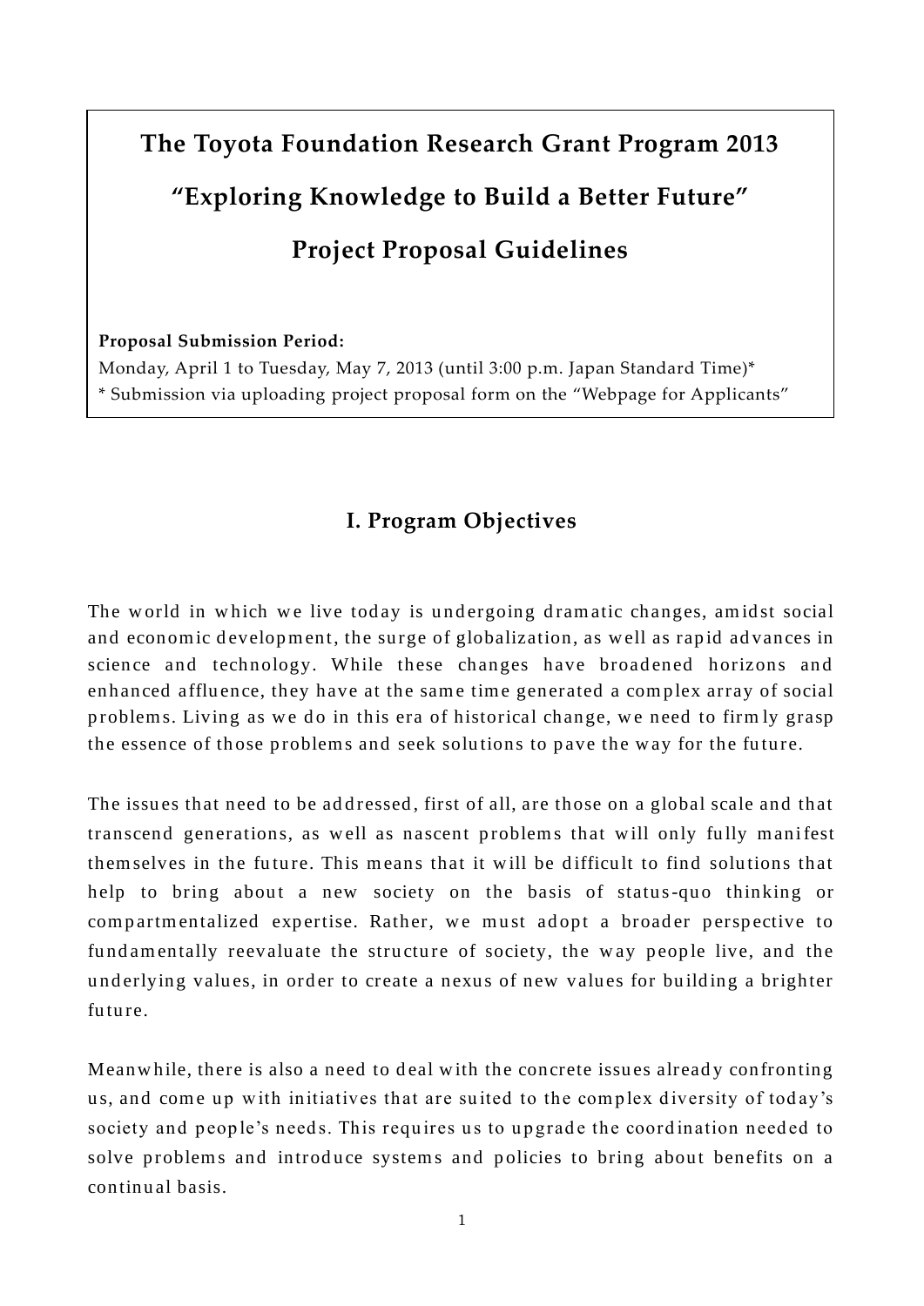# The Toyota Foundation Research Grant Program 2013

# "Exploring Knowledge to Build a Better Future"

# Project Proposal Guidelines

**Proposal Submission Period:**
Monday, April 1 to Tuesday, May 7, 2013 (until 3:00 p.m. Japan Standard Time)*
* Submission via uploading project proposal form on the "Webpage for Applicants"

## I. Program Objectives

The world in which we live today is undergoing dramatic changes, amidst social and economic development, the surge of globalization, as well as rapid advances in science and technology. While these changes have broadened horizons and enhanced affluence, they have at the same time generated a complex array of social problems. Living as we do in this era of historical change, we need to firmly grasp the essence of those problems and seek solutions to pave the way for the future.

The issues that need to be addressed, first of all, are those on a global scale and that transcend generations, as well as nascent problems that will only fully manifest themselves in the future. This means that it will be difficult to find solutions that help to bring about a new society on the basis of status-quo thinking or compartmentalized expertise. Rather, we must adopt a broader perspective to fundamentally reevaluate the structure of society, the way people live, and the underlying values, in order to create a nexus of new values for building a brighter future.

Meanwhile, there is also a need to deal with the concrete issues already confronting us, and come up with initiatives that are suited to the complex diversity of today's society and people's needs. This requires us to upgrade the coordination needed to solve problems and introduce systems and policies to bring about benefits on a continual basis.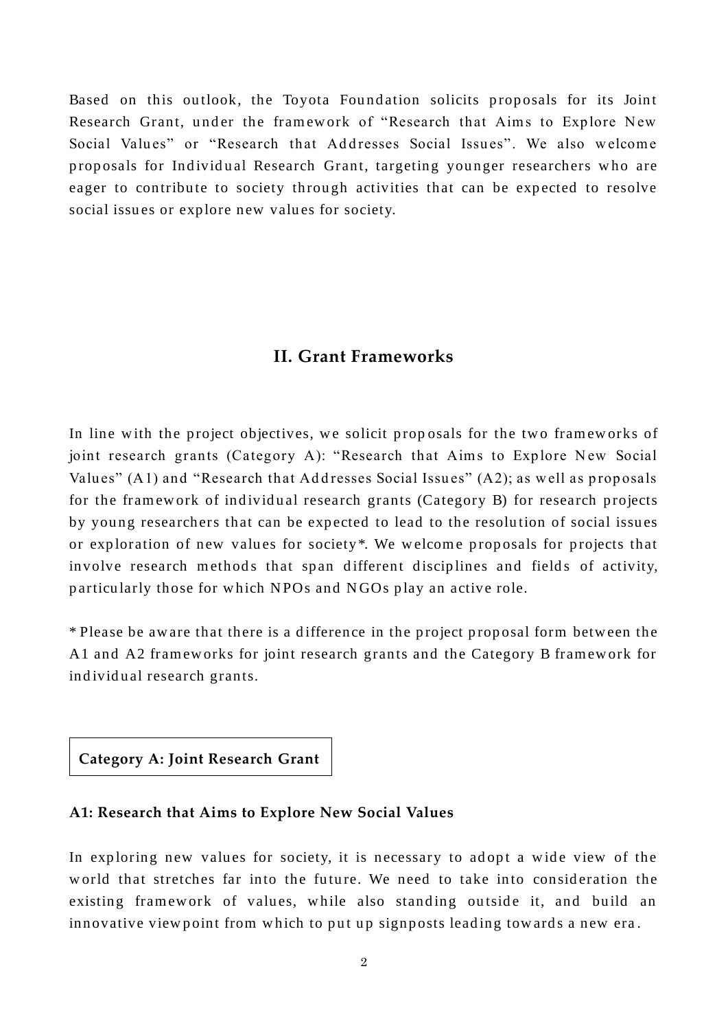Based on this outlook, the Toyota Foundation solicits proposals for its Joint Research Grant, under the framework of "Research that Aims to Explore New Social Values" or "Research that Addresses Social Issues". We also welcome proposals for Individual Research Grant, targeting younger researchers who are eager to contribute to society through activities that can be expected to resolve social issues or explore new values for society.

## II. Grant Frameworks

In line with the project objectives, we solicit proposals for the two frameworks of joint research grants (Category A): "Research that Aims to Explore New Social Values" (A1) and "Research that Addresses Social Issues" (A2); as well as proposals for the framework of individual research grants (Category B) for research projects by young researchers that can be expected to lead to the resolution of social issues or exploration of new values for society*. We welcome proposals for projects that involve research methods that span different disciplines and fields of activity, particularly those for which NPOs and NGOs play an active role.

* Please be aware that there is a difference in the project proposal form between the A1 and A2 frameworks for joint research grants and the Category B framework for individual research grants.

### Category A: Joint Research Grant

#### A1: Research that Aims to Explore New Social Values

In exploring new values for society, it is necessary to adopt a wide view of the world that stretches far into the future. We need to take into consideration the existing framework of values, while also standing outside it, and build an innovative viewpoint from which to put up signposts leading towards a new era.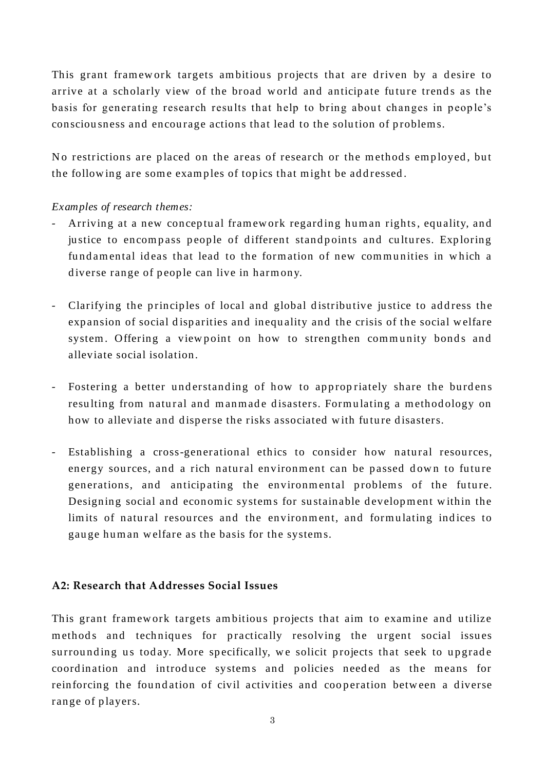This grant framework targets ambitious projects that are driven by a desire to arrive at a scholarly view of the broad world and anticipate future trends as the basis for generating research results that help to bring about changes in people's consciousness and encourage actions that lead to the solution of problems.

No restrictions are placed on the areas of research or the methods employed, but the following are some examples of topics that might be addressed.

*Examples of research themes:*

- Arriving at a new conceptual framework regarding human rights, equality, and justice to encompass people of different standpoints and cultures. Exploring fundamental ideas that lead to the formation of new communities in which a diverse range of people can live in harmony.

- Clarifying the principles of local and global distributive justice to address the expansion of social disparities and inequality and the crisis of the social welfare system. Offering a viewpoint on how to strengthen community bonds and alleviate social isolation.

- Fostering a better understanding of how to appropriately share the burdens resulting from natural and manmade disasters. Formulating a methodology on how to alleviate and disperse the risks associated with future disasters.

- Establishing a cross-generational ethics to consider how natural resources, energy sources, and a rich natural environment can be passed down to future generations, and anticipating the environmental problems of the future. Designing social and economic systems for sustainable development within the limits of natural resources and the environment, and formulating indices to gauge human welfare as the basis for the systems.

### A2: Research that Addresses Social Issues

This grant framework targets ambitious projects that aim to examine and utilize methods and techniques for practically resolving the urgent social issues surrounding us today. More specifically, we solicit projects that seek to upgrade coordination and introduce systems and policies needed as the means for reinforcing the foundation of civil activities and cooperation between a diverse range of players.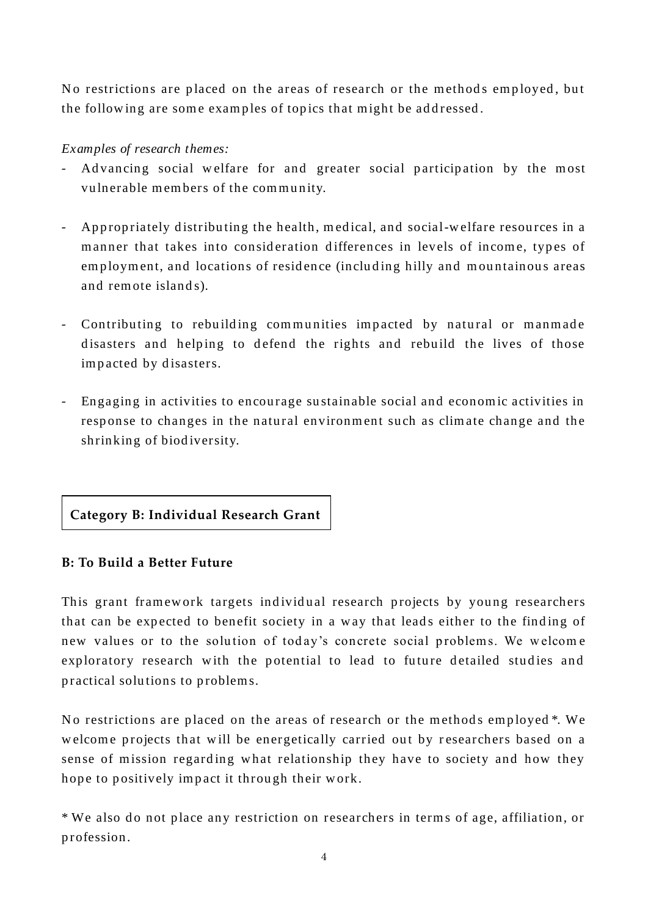No restrictions are placed on the areas of research or the methods employed, but the following are some examples of topics that might be addressed.

*Examples of research themes:*

- Advancing social welfare for and greater social participation by the most vulnerable members of the community.

- Appropriately distributing the health, medical, and social-welfare resources in a manner that takes into consideration differences in levels of income, types of employment, and locations of residence (including hilly and mountainous areas and remote islands).

- Contributing to rebuilding communities impacted by natural or manmade disasters and helping to defend the rights and rebuild the lives of those impacted by disasters.

- Engaging in activities to encourage sustainable social and economic activities in response to changes in the natural environment such as climate change and the shrinking of biodiversity.

## Category B: Individual Research Grant

### B: To Build a Better Future

This grant framework targets individual research projects by young researchers that can be expected to benefit society in a way that leads either to the finding of new values or to the solution of today's concrete social problems. We welcome exploratory research with the potential to lead to future detailed studies and practical solutions to problems.

No restrictions are placed on the areas of research or the methods employed*. We welcome projects that will be energetically carried out by researchers based on a sense of mission regarding what relationship they have to society and how they hope to positively impact it through their work.

* We also do not place any restriction on researchers in terms of age, affiliation, or profession.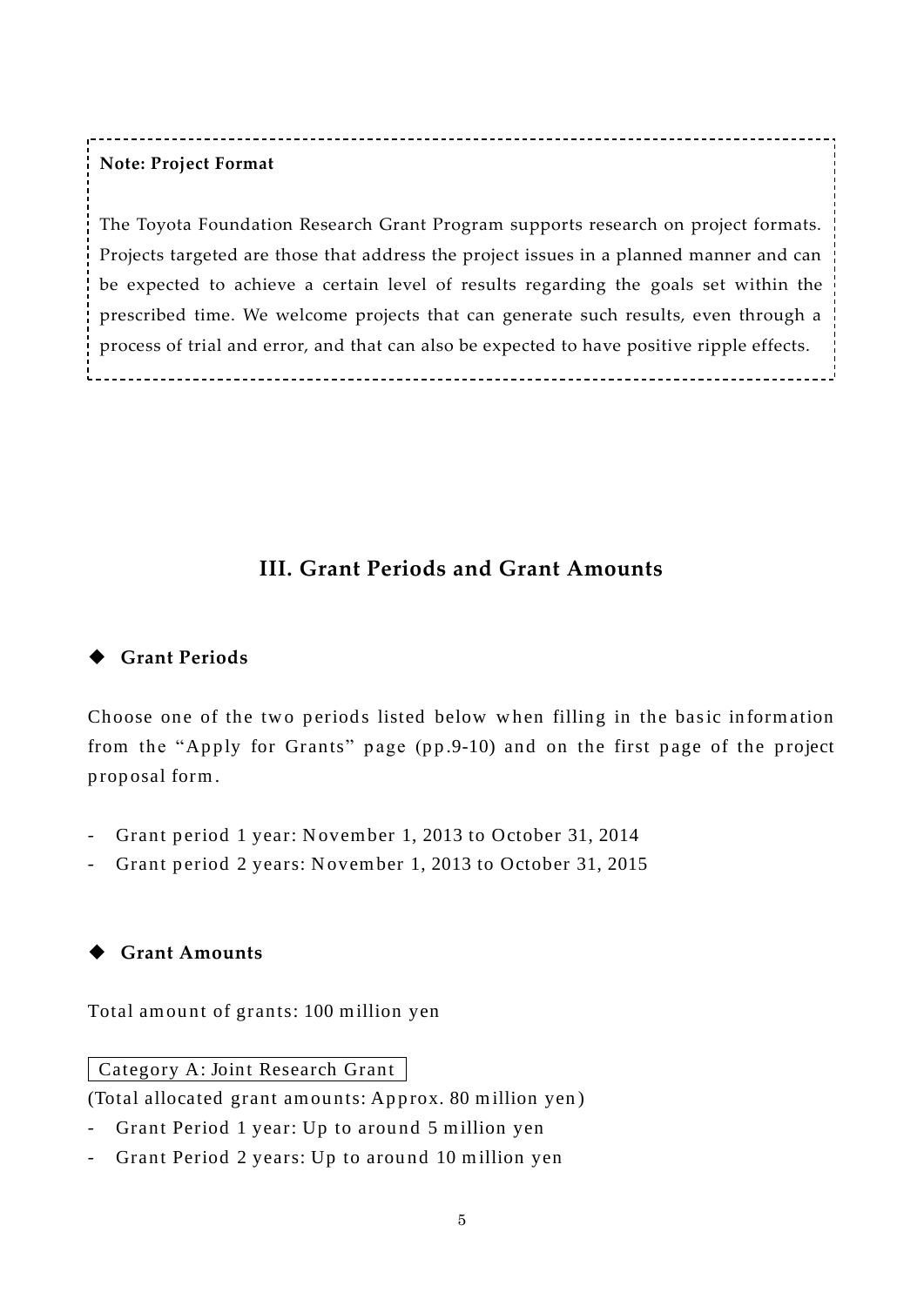**Note: Project Format**

The Toyota Foundation Research Grant Program supports research on project formats. Projects targeted are those that address the project issues in a planned manner and can be expected to achieve a certain level of results regarding the goals set within the prescribed time. We welcome projects that can generate such results, even through a process of trial and error, and that can also be expected to have positive ripple effects.

## III. Grant Periods and Grant Amounts

### ◆ Grant Periods

Choose one of the two periods listed below when filling in the basic information from the "Apply for Grants" page (pp.9-10) and on the first page of the project proposal form.

- Grant period 1 year: November 1, 2013 to October 31, 2014
- Grant period 2 years: November 1, 2013 to October 31, 2015

### ◆ Grant Amounts

Total amount of grants: 100 million yen

Category A: Joint Research Grant

(Total allocated grant amounts: Approx. 80 million yen)

- Grant Period 1 year: Up to around 5 million yen
- Grant Period 2 years: Up to around 10 million yen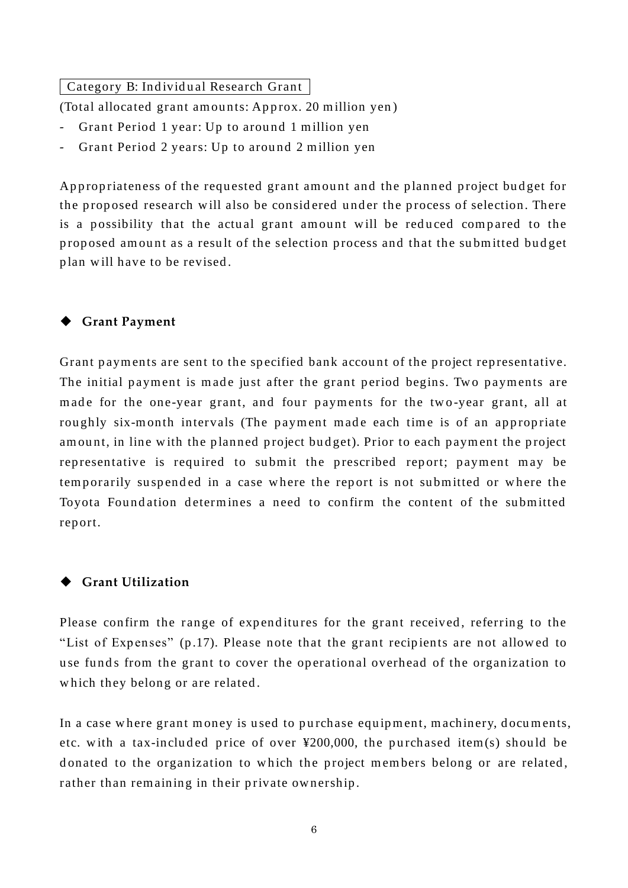Category B: Individual Research Grant

(Total allocated grant amounts: Approx. 20 million yen)

- Grant Period 1 year: Up to around 1 million yen
- Grant Period 2 years: Up to around 2 million yen

Appropriateness of the requested grant amount and the planned project budget for the proposed research will also be considered under the process of selection. There is a possibility that the actual grant amount will be reduced compared to the proposed amount as a result of the selection process and that the submitted budget plan will have to be revised.

## ◆ Grant Payment

Grant payments are sent to the specified bank account of the project representative. The initial payment is made just after the grant period begins. Two payments are made for the one-year grant, and four payments for the two-year grant, all at roughly six-month intervals (The payment made each time is of an appropriate amount, in line with the planned project budget). Prior to each payment the project representative is required to submit the prescribed report; payment may be temporarily suspended in a case where the report is not submitted or where the Toyota Foundation determines a need to confirm the content of the submitted report.

## ◆ Grant Utilization

Please confirm the range of expenditures for the grant received, referring to the "List of Expenses" (p.17). Please note that the grant recipients are not allowed to use funds from the grant to cover the operational overhead of the organization to which they belong or are related.

In a case where grant money is used to purchase equipment, machinery, documents, etc. with a tax-included price of over ¥200,000, the purchased item(s) should be donated to the organization to which the project members belong or are related, rather than remaining in their private ownership.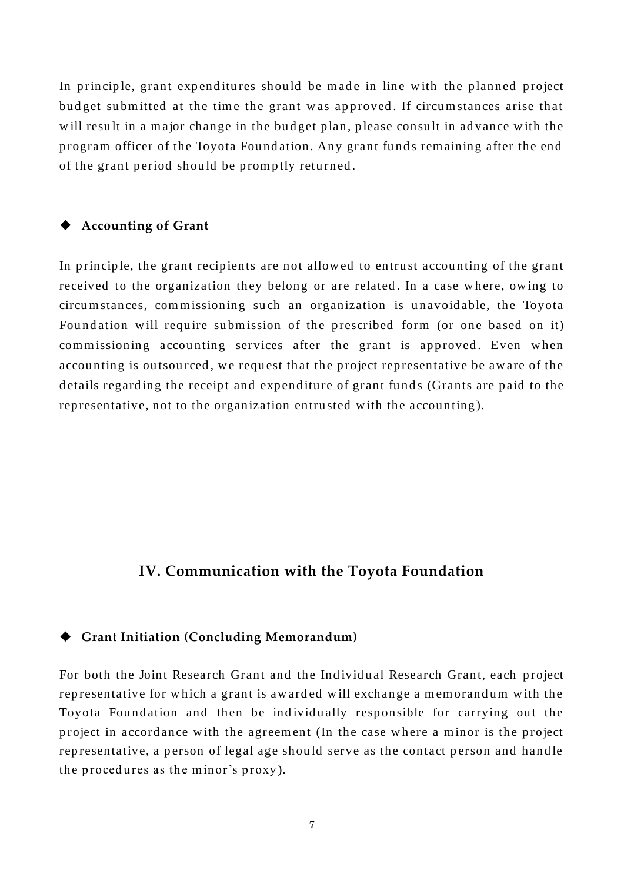In principle, grant expenditures should be made in line with the planned project budget submitted at the time the grant was approved. If circumstances arise that will result in a major change in the budget plan, please consult in advance with the program officer of the Toyota Foundation. Any grant funds remaining after the end of the grant period should be promptly returned.

### ◆ Accounting of Grant

In principle, the grant recipients are not allowed to entrust accounting of the grant received to the organization they belong or are related. In a case where, owing to circumstances, commissioning such an organization is unavoidable, the Toyota Foundation will require submission of the prescribed form (or one based on it) commissioning accounting services after the grant is approved. Even when accounting is outsourced, we request that the project representative be aware of the details regarding the receipt and expenditure of grant funds (Grants are paid to the representative, not to the organization entrusted with the accounting).

## IV. Communication with the Toyota Foundation

### ◆ Grant Initiation (Concluding Memorandum)

For both the Joint Research Grant and the Individual Research Grant, each project representative for which a grant is awarded will exchange a memorandum with the Toyota Foundation and then be individually responsible for carrying out the project in accordance with the agreement (In the case where a minor is the project representative, a person of legal age should serve as the contact person and handle the procedures as the minor's proxy).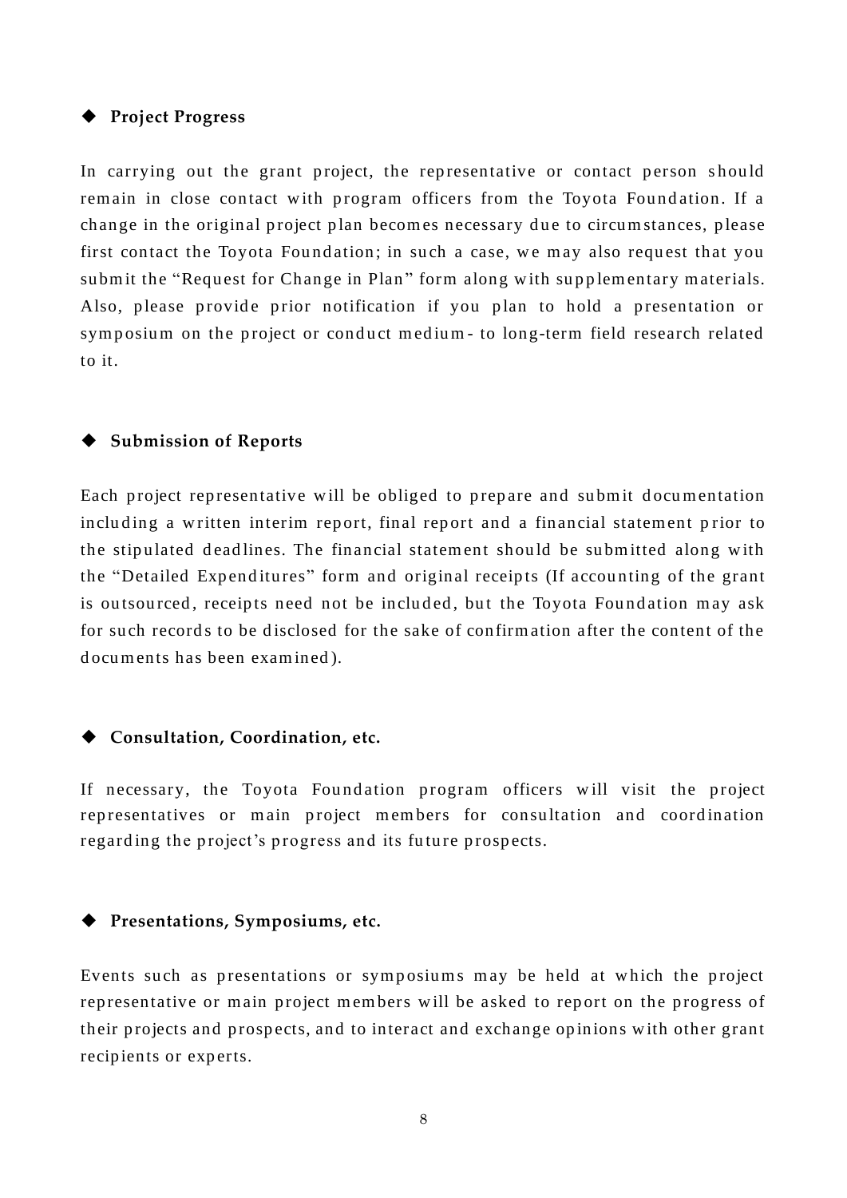## ◆ Project Progress

In carrying out the grant project, the representative or contact person should remain in close contact with program officers from the Toyota Foundation. If a change in the original project plan becomes necessary due to circumstances, please first contact the Toyota Foundation; in such a case, we may also request that you submit the "Request for Change in Plan" form along with supplementary materials. Also, please provide prior notification if you plan to hold a presentation or symposium on the project or conduct medium- to long-term field research related to it.

## ◆ Submission of Reports

Each project representative will be obliged to prepare and submit documentation including a written interim report, final report and a financial statement prior to the stipulated deadlines. The financial statement should be submitted along with the "Detailed Expenditures" form and original receipts (If accounting of the grant is outsourced, receipts need not be included, but the Toyota Foundation may ask for such records to be disclosed for the sake of confirmation after the content of the documents has been examined).

## ◆ Consultation, Coordination, etc.

If necessary, the Toyota Foundation program officers will visit the project representatives or main project members for consultation and coordination regarding the project's progress and its future prospects.

## ◆ Presentations, Symposiums, etc.

Events such as presentations or symposiums may be held at which the project representative or main project members will be asked to report on the progress of their projects and prospects, and to interact and exchange opinions with other grant recipients or experts.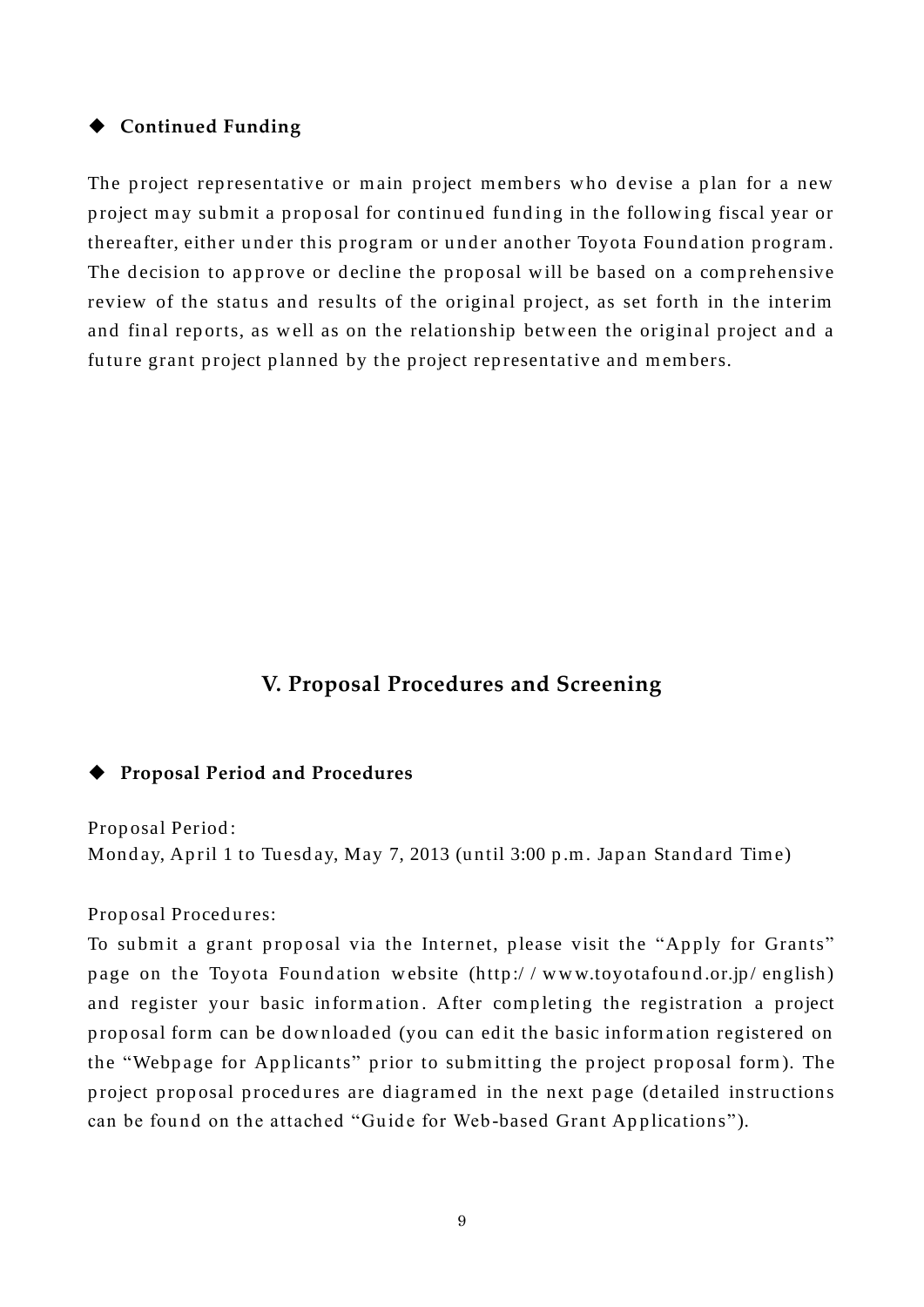### ◆ Continued Funding

The project representative or main project members who devise a plan for a new project may submit a proposal for continued funding in the following fiscal year or thereafter, either under this program or under another Toyota Foundation program. The decision to approve or decline the proposal will be based on a comprehensive review of the status and results of the original project, as set forth in the interim and final reports, as well as on the relationship between the original project and a future grant project planned by the project representative and members.

## V. Proposal Procedures and Screening

### ◆ Proposal Period and Procedures

Proposal Period:
Monday, April 1 to Tuesday, May 7, 2013 (until 3:00 p.m. Japan Standard Time)

Proposal Procedures:
To submit a grant proposal via the Internet, please visit the "Apply for Grants" page on the Toyota Foundation website (http://www.toyotafound.or.jp/english) and register your basic information. After completing the registration a project proposal form can be downloaded (you can edit the basic information registered on the "Webpage for Applicants" prior to submitting the project proposal form). The project proposal procedures are diagramed in the next page (detailed instructions can be found on the attached "Guide for Web-based Grant Applications").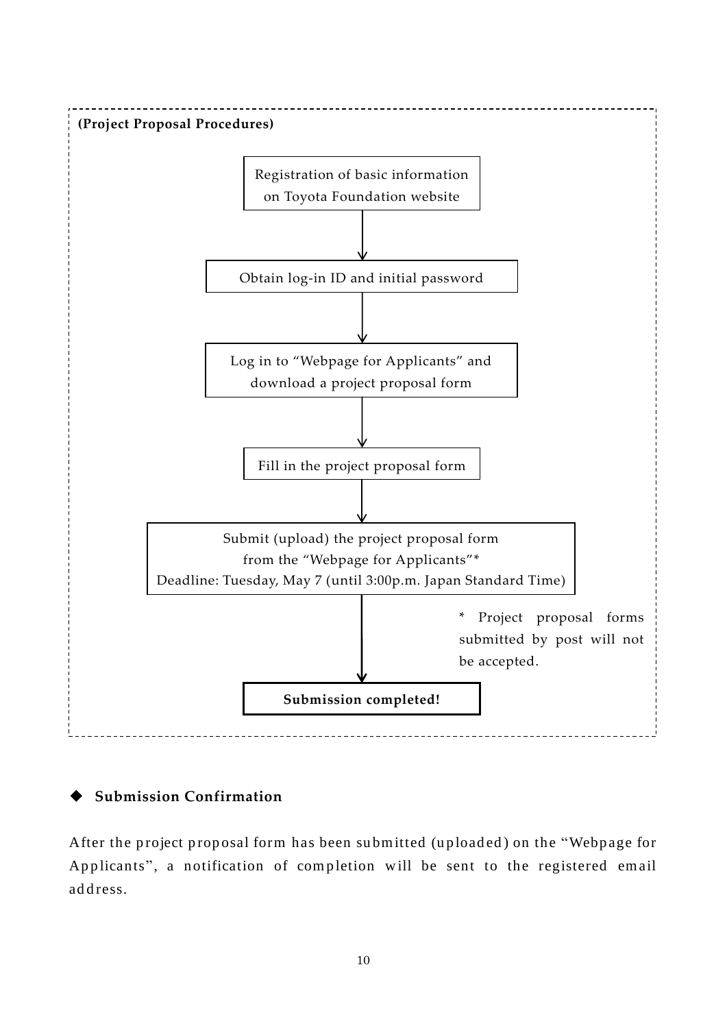**(Project Proposal Procedures)**

Registration of basic information on Toyota Foundation website

↓

Obtain log-in ID and initial password

↓

Log in to “Webpage for Applicants” and download a project proposal form

↓

Fill in the project proposal form

↓

Submit (upload) the project proposal form from the “Webpage for Applicants”*
Deadline: Tuesday, May 7 (until 3:00p.m. Japan Standard Time)

↓

**Submission completed!**

* Project proposal forms submitted by post will not be accepted.

## ◆ Submission Confirmation

After the project proposal form has been submitted (uploaded) on the “Webpage for Applicants”, a notification of completion will be sent to the registered email address.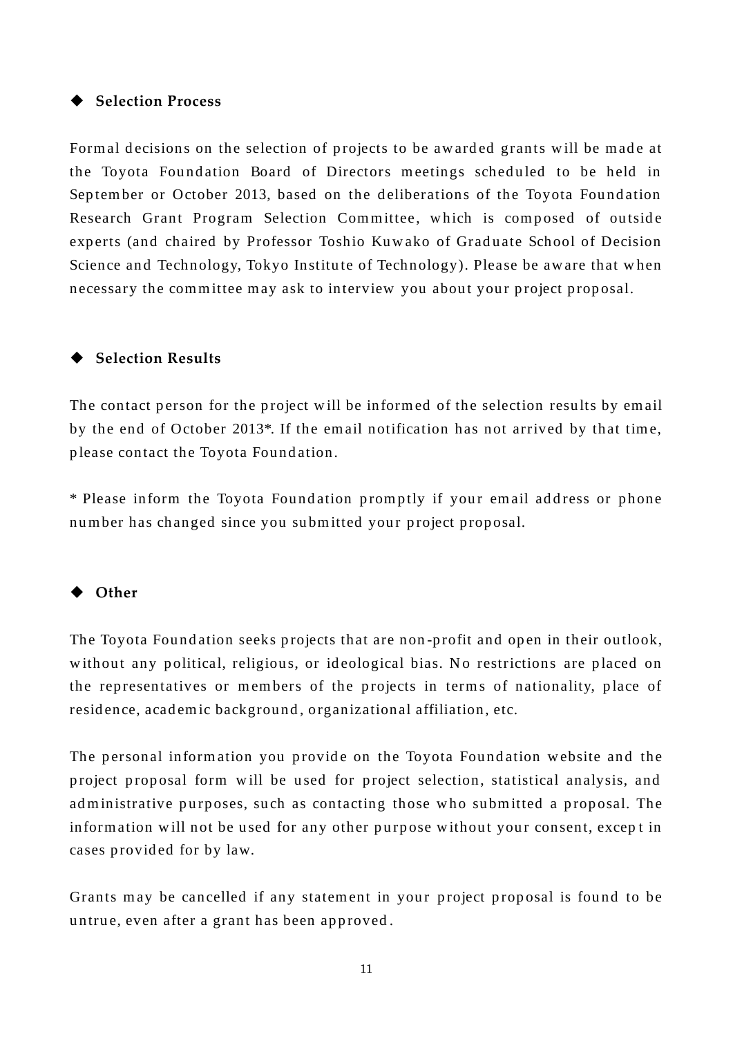### ◆ Selection Process

Formal decisions on the selection of projects to be awarded grants will be made at the Toyota Foundation Board of Directors meetings scheduled to be held in September or October 2013, based on the deliberations of the Toyota Foundation Research Grant Program Selection Committee, which is composed of outside experts (and chaired by Professor Toshio Kuwako of Graduate School of Decision Science and Technology, Tokyo Institute of Technology). Please be aware that when necessary the committee may ask to interview you about your project proposal.

### ◆ Selection Results

The contact person for the project will be informed of the selection results by email by the end of October 2013*. If the email notification has not arrived by that time, please contact the Toyota Foundation.

* Please inform the Toyota Foundation promptly if your email address or phone number has changed since you submitted your project proposal.

### ◆ Other

The Toyota Foundation seeks projects that are non-profit and open in their outlook, without any political, religious, or ideological bias. No restrictions are placed on the representatives or members of the projects in terms of nationality, place of residence, academic background, organizational affiliation, etc.

The personal information you provide on the Toyota Foundation website and the project proposal form will be used for project selection, statistical analysis, and administrative purposes, such as contacting those who submitted a proposal. The information will not be used for any other purpose without your consent, except in cases provided for by law.

Grants may be cancelled if any statement in your project proposal is found to be untrue, even after a grant has been approved.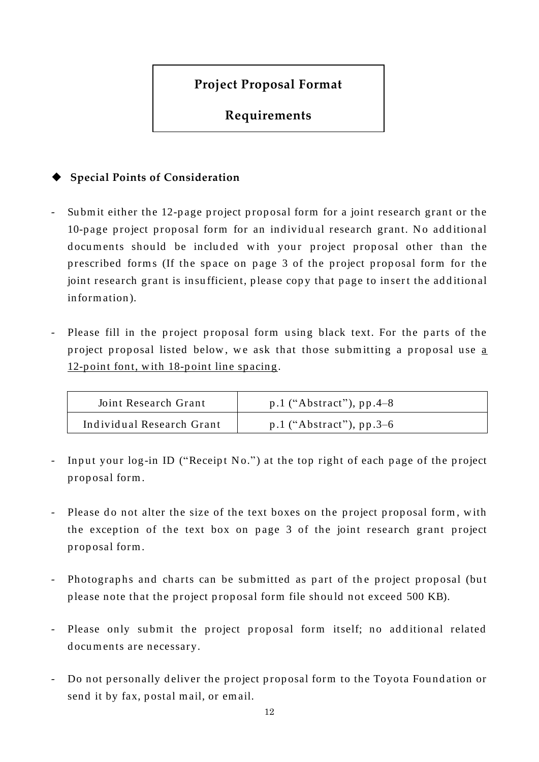# Project Proposal Format

# Requirements

### ◆ Special Points of Consideration

- Submit either the 12-page project proposal form for a joint research grant or the 10-page project proposal form for an individual research grant. No additional documents should be included with your project proposal other than the prescribed forms (If the space on page 3 of the project proposal form for the joint research grant is insufficient, please copy that page to insert the additional information).

- Please fill in the project proposal form using black text. For the parts of the project proposal listed below, we ask that those submitting a proposal use <u>a 12-point font, with 18-point line spacing</u>.

| Joint Research Grant | p.1 (“Abstract”), pp.4–8 |
|---|---|
| Individual Research Grant | p.1 (“Abstract”), pp.3–6 |

- Input your log-in ID (“Receipt No.”) at the top right of each page of the project proposal form.

- Please do not alter the size of the text boxes on the project proposal form, with the exception of the text box on page 3 of the joint research grant project proposal form.

- Photographs and charts can be submitted as part of the project proposal (but please note that the project proposal form file should not exceed 500 KB).

- Please only submit the project proposal form itself; no additional related documents are necessary.

- Do not personally deliver the project proposal form to the Toyota Foundation or send it by fax, postal mail, or email.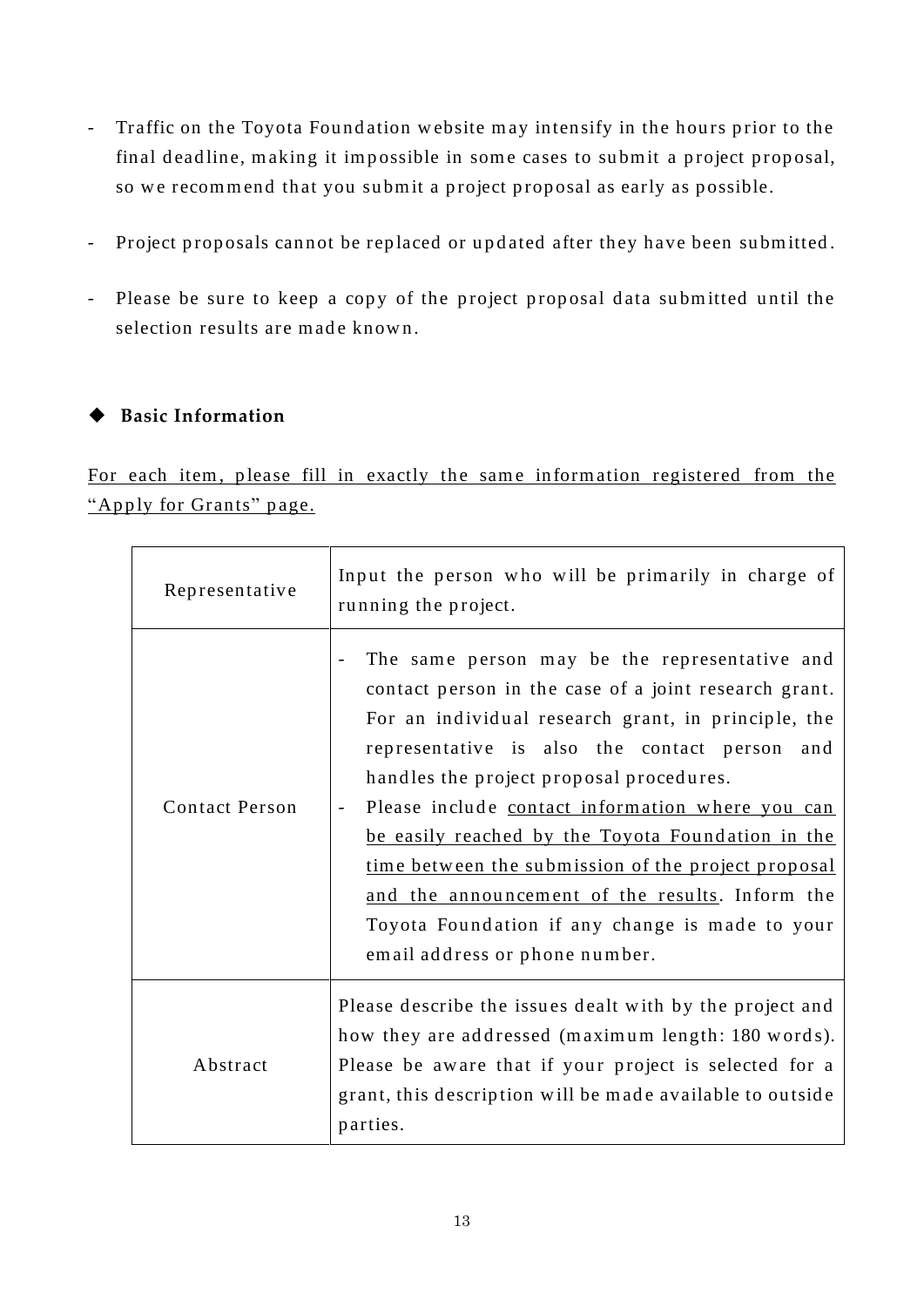- Traffic on the Toyota Foundation website may intensify in the hours prior to the final deadline, making it impossible in some cases to submit a project proposal, so we recommend that you submit a project proposal as early as possible.

- Project proposals cannot be replaced or updated after they have been submitted.

- Please be sure to keep a copy of the project proposal data submitted until the selection results are made known.

### ◆ Basic Information

<u>For each item, please fill in exactly the same information registered from the "Apply for Grants" page.</u>

| | |
|---|---|
| Representative | Input the person who will be primarily in charge of running the project. |
| Contact Person | - The same person may be the representative and contact person in the case of a joint research grant. For an individual research grant, in principle, the representative is also the contact person and handles the project proposal procedures.<br>- Please include <u>contact information where you can be easily reached by the Toyota Foundation in the time between the submission of the project proposal and the announcement of the results</u>. Inform the Toyota Foundation if any change is made to your email address or phone number. |
| Abstract | Please describe the issues dealt with by the project and how they are addressed (maximum length: 180 words). Please be aware that if your project is selected for a grant, this description will be made available to outside parties. |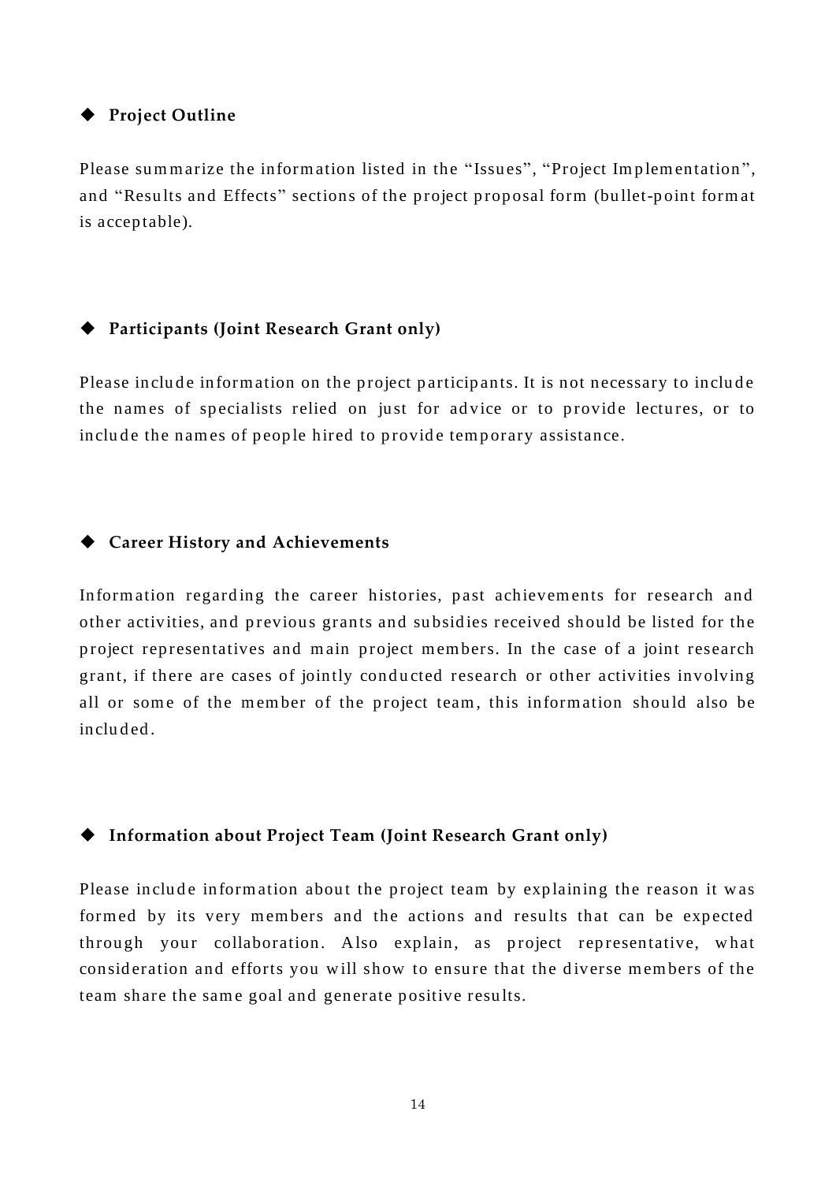### ◆ Project Outline

Please summarize the information listed in the "Issues", "Project Implementation", and "Results and Effects" sections of the project proposal form (bullet-point format is acceptable).

### ◆ Participants (Joint Research Grant only)

Please include information on the project participants. It is not necessary to include the names of specialists relied on just for advice or to provide lectures, or to include the names of people hired to provide temporary assistance.

### ◆ Career History and Achievements

Information regarding the career histories, past achievements for research and other activities, and previous grants and subsidies received should be listed for the project representatives and main project members. In the case of a joint research grant, if there are cases of jointly conducted research or other activities involving all or some of the member of the project team, this information should also be included.

### ◆ Information about Project Team (Joint Research Grant only)

Please include information about the project team by explaining the reason it was formed by its very members and the actions and results that can be expected through your collaboration. Also explain, as project representative, what consideration and efforts you will show to ensure that the diverse members of the team share the same goal and generate positive results.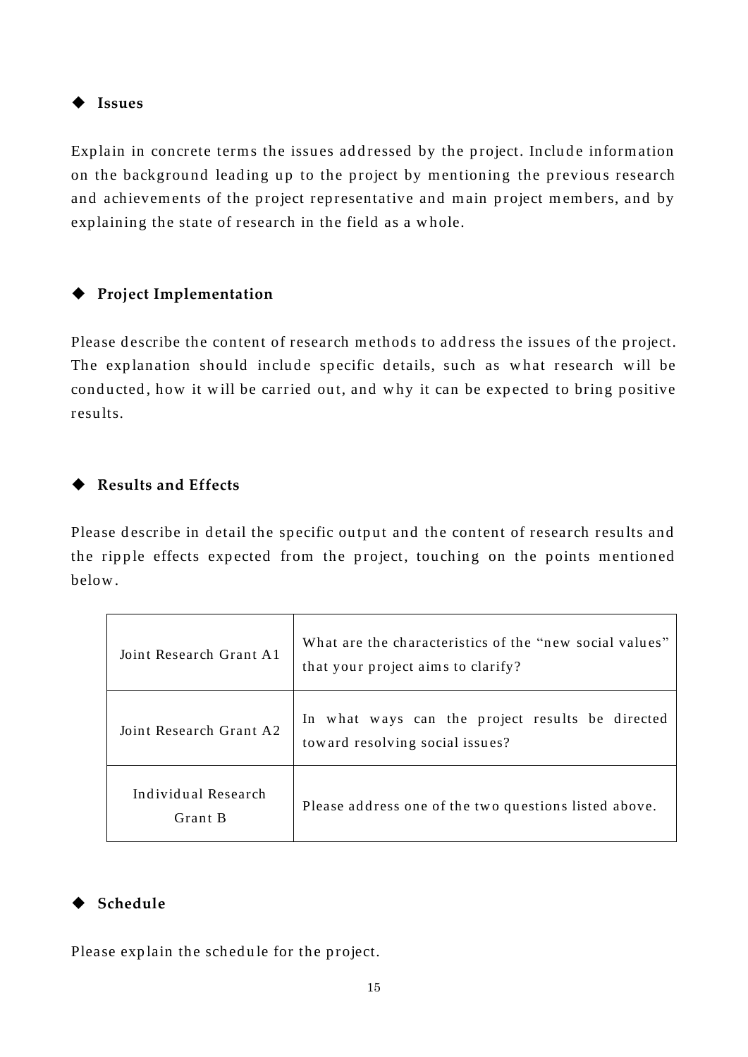◆ **Issues**

Explain in concrete terms the issues addressed by the project. Include information on the background leading up to the project by mentioning the previous research and achievements of the project representative and main project members, and by explaining the state of research in the field as a whole.

◆ **Project Implementation**

Please describe the content of research methods to address the issues of the project. The explanation should include specific details, such as what research will be conducted, how it will be carried out, and why it can be expected to bring positive results.

◆ **Results and Effects**

Please describe in detail the specific output and the content of research results and the ripple effects expected from the project, touching on the points mentioned below.

| | |
|---|---|
| Joint Research Grant A1 | What are the characteristics of the "new social values" that your project aims to clarify? |
| Joint Research Grant A2 | In what ways can the project results be directed toward resolving social issues? |
| Individual Research Grant B | Please address one of the two questions listed above. |

◆ **Schedule**

Please explain the schedule for the project.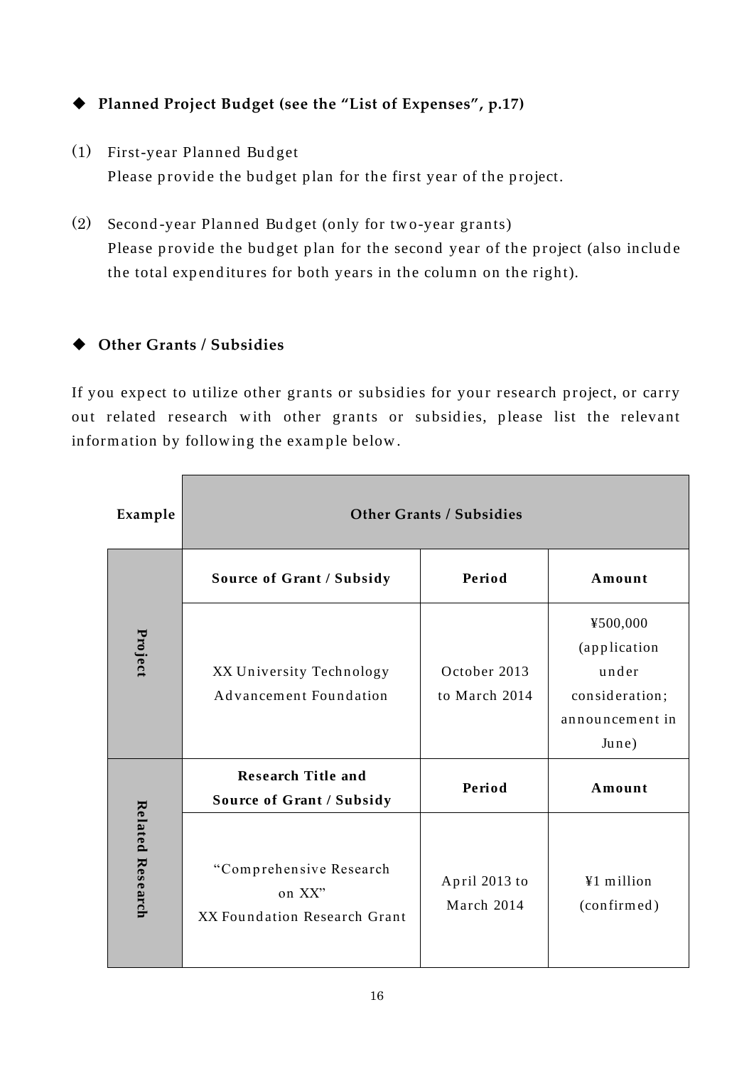## ◆ Planned Project Budget (see the "List of Expenses", p.17)

(1) First-year Planned Budget
Please provide the budget plan for the first year of the project.

(2) Second-year Planned Budget (only for two-year grants)
Please provide the budget plan for the second year of the project (also include the total expenditures for both years in the column on the right).

## ◆ Other Grants / Subsidies

If you expect to utilize other grants or subsidies for your research project, or carry out related research with other grants or subsidies, please list the relevant information by following the example below.

| Example | Other Grants / Subsidies | | |
|---|---|---|---|
| Project | **Source of Grant / Subsidy** | **Period** | **Amount** |
| | XX University Technology Advancement Foundation | October 2013 to March 2014 | ¥500,000 (application under consideration; announcement in June) |
| Related Research | **Research Title and Source of Grant / Subsidy** | **Period** | **Amount** |
| | "Comprehensive Research on XX" XX Foundation Research Grant | April 2013 to March 2014 | ¥1 million (confirmed) |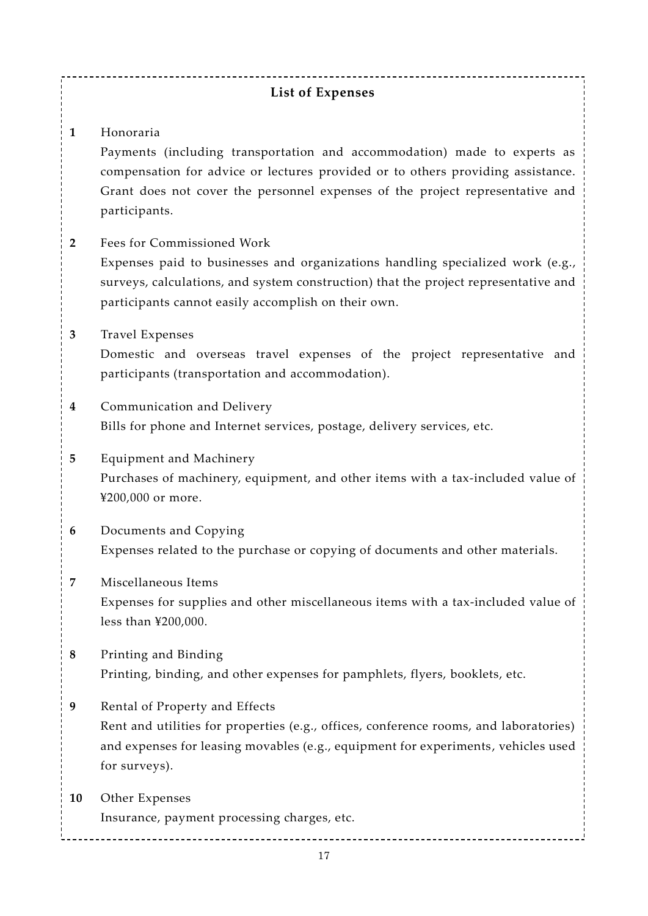## List of Expenses

**1** Honoraria

Payments (including transportation and accommodation) made to experts as compensation for advice or lectures provided or to others providing assistance. Grant does not cover the personnel expenses of the project representative and participants.

**2** Fees for Commissioned Work

Expenses paid to businesses and organizations handling specialized work (e.g., surveys, calculations, and system construction) that the project representative and participants cannot easily accomplish on their own.

**3** Travel Expenses

Domestic and overseas travel expenses of the project representative and participants (transportation and accommodation).

**4** Communication and Delivery

Bills for phone and Internet services, postage, delivery services, etc.

**5** Equipment and Machinery

Purchases of machinery, equipment, and other items with a tax-included value of ¥200,000 or more.

**6** Documents and Copying

Expenses related to the purchase or copying of documents and other materials.

**7** Miscellaneous Items

Expenses for supplies and other miscellaneous items with a tax-included value of less than ¥200,000.

**8** Printing and Binding

Printing, binding, and other expenses for pamphlets, flyers, booklets, etc.

**9** Rental of Property and Effects

Rent and utilities for properties (e.g., offices, conference rooms, and laboratories) and expenses for leasing movables (e.g., equipment for experiments, vehicles used for surveys).

**10** Other Expenses

Insurance, payment processing charges, etc.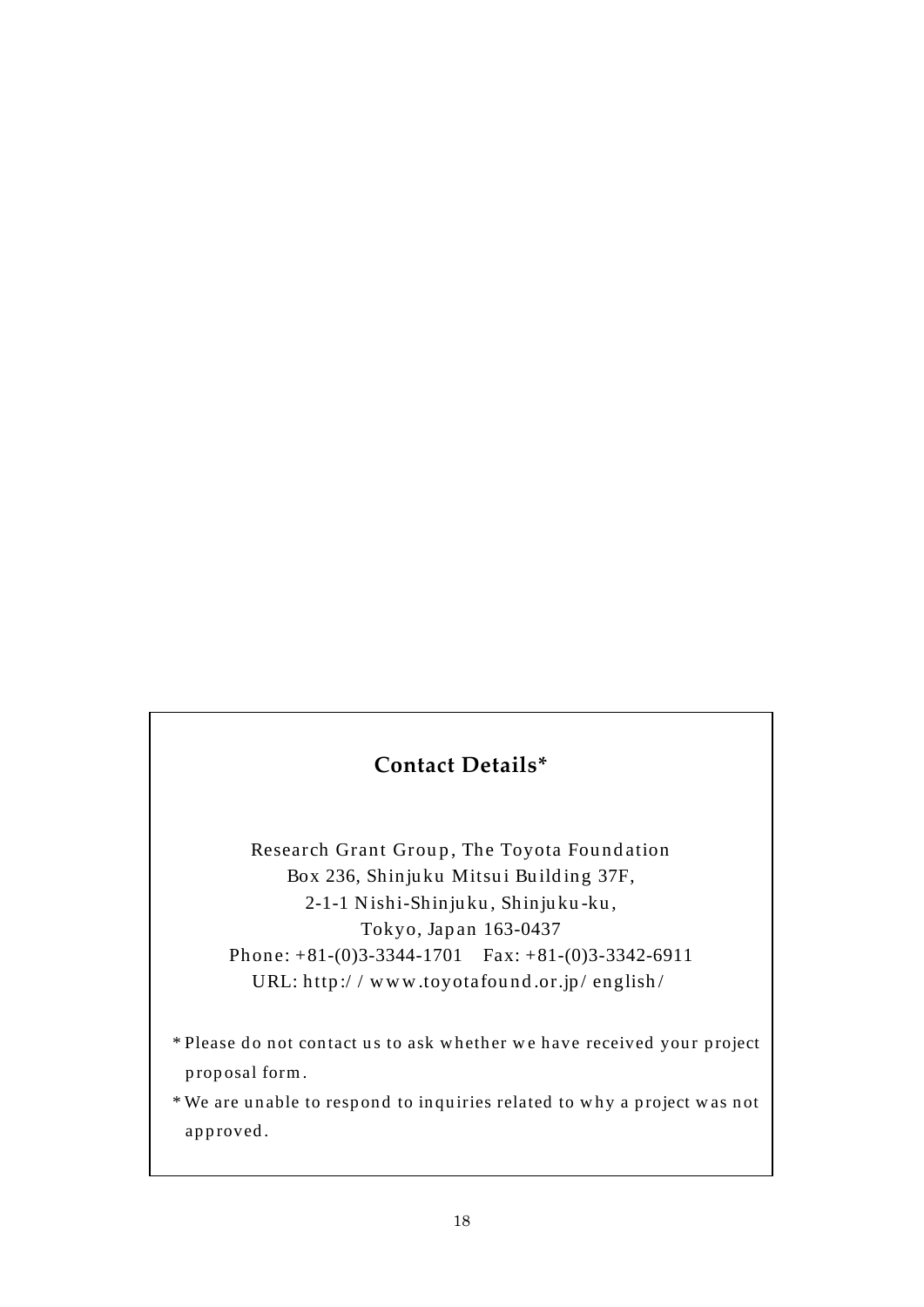## Contact Details*

Research Grant Group, The Toyota Foundation
Box 236, Shinjuku Mitsui Building 37F,
2-1-1 Nishi-Shinjuku, Shinjuku-ku,
Tokyo, Japan 163-0437
Phone: +81-(0)3-3344-1701 Fax: +81-(0)3-3342-6911
URL: http://www.toyotafound.or.jp/english/

* Please do not contact us to ask whether we have received your project proposal form.
* We are unable to respond to inquiries related to why a project was not approved.